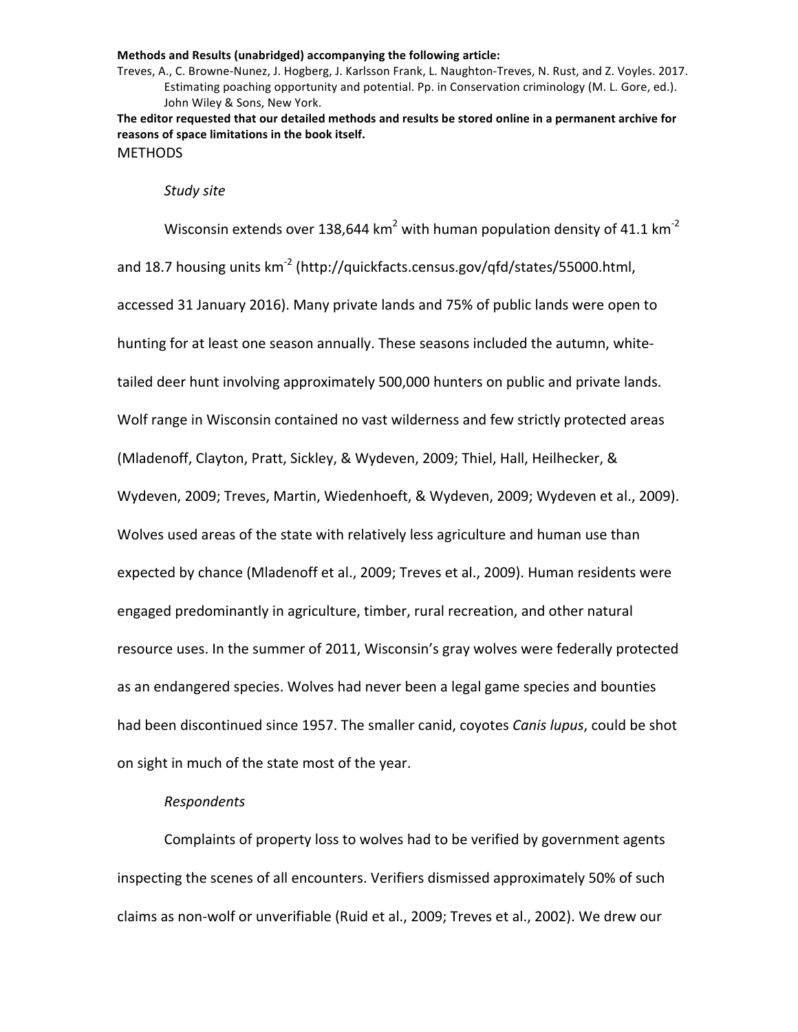**Methods and Results (unabridged) accompanying the following article:**

Treves, A., C. Browne-Nunez, J. Hogberg, J. Karlsson Frank, L. Naughton-Treves, N. Rust, and Z. Voyles. 2017. Estimating poaching opportunity and potential. Pp. in Conservation criminology (M. L. Gore, ed.). John Wiley & Sons, New York.

**The editor requested that our detailed methods and results be stored online in a permanent archive for reasons of space limitations in the book itself.**

# METHODS

*Study site*

Wisconsin extends over 138,644 km$^2$ with human population density of 41.1 km$^{-2}$ and 18.7 housing units km$^{-2}$ (http://quickfacts.census.gov/qfd/states/55000.html, accessed 31 January 2016). Many private lands and 75% of public lands were open to hunting for at least one season annually. These seasons included the autumn, white-tailed deer hunt involving approximately 500,000 hunters on public and private lands. Wolf range in Wisconsin contained no vast wilderness and few strictly protected areas (Mladenoff, Clayton, Pratt, Sickley, & Wydeven, 2009; Thiel, Hall, Heilhecker, & Wydeven, 2009; Treves, Martin, Wiedenhoeft, & Wydeven, 2009; Wydeven et al., 2009). Wolves used areas of the state with relatively less agriculture and human use than expected by chance (Mladenoff et al., 2009; Treves et al., 2009). Human residents were engaged predominantly in agriculture, timber, rural recreation, and other natural resource uses. In the summer of 2011, Wisconsin's gray wolves were federally protected as an endangered species. Wolves had never been a legal game species and bounties had been discontinued since 1957. The smaller canid, coyotes *Canis lupus*, could be shot on sight in much of the state most of the year.

*Respondents*

Complaints of property loss to wolves had to be verified by government agents inspecting the scenes of all encounters. Verifiers dismissed approximately 50% of such claims as non-wolf or unverifiable (Ruid et al., 2009; Treves et al., 2002). We drew our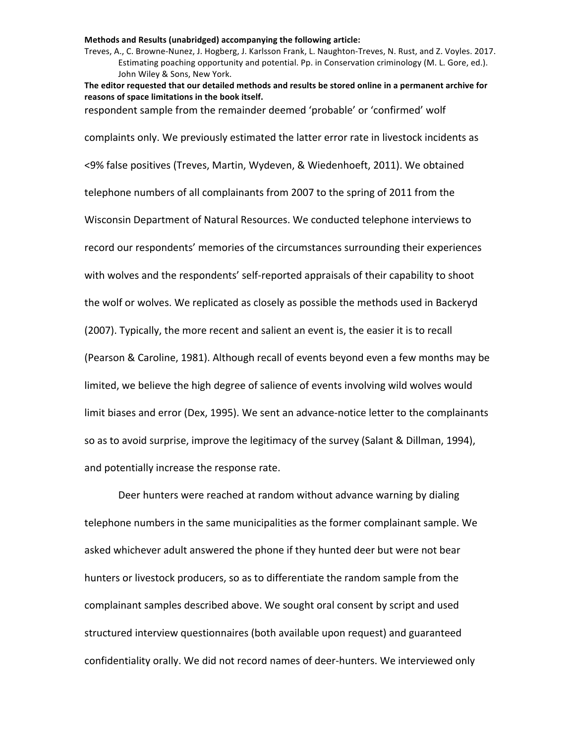respondent sample from the remainder deemed 'probable' or 'confirmed' wolf complaints only. We previously estimated the latter error rate in livestock incidents as <9% false positives (Treves, Martin, Wydeven, & Wiedenhoeft, 2011). We obtained telephone numbers of all complainants from 2007 to the spring of 2011 from the Wisconsin Department of Natural Resources. We conducted telephone interviews to record our respondents' memories of the circumstances surrounding their experiences with wolves and the respondents' self-reported appraisals of their capability to shoot the wolf or wolves. We replicated as closely as possible the methods used in Backeryd (2007). Typically, the more recent and salient an event is, the easier it is to recall (Pearson & Caroline, 1981). Although recall of events beyond even a few months may be limited, we believe the high degree of salience of events involving wild wolves would limit biases and error (Dex, 1995). We sent an advance-notice letter to the complainants so as to avoid surprise, improve the legitimacy of the survey (Salant & Dillman, 1994), and potentially increase the response rate.

Deer hunters were reached at random without advance warning by dialing telephone numbers in the same municipalities as the former complainant sample. We asked whichever adult answered the phone if they hunted deer but were not bear hunters or livestock producers, so as to differentiate the random sample from the complainant samples described above. We sought oral consent by script and used structured interview questionnaires (both available upon request) and guaranteed confidentiality orally. We did not record names of deer-hunters. We interviewed only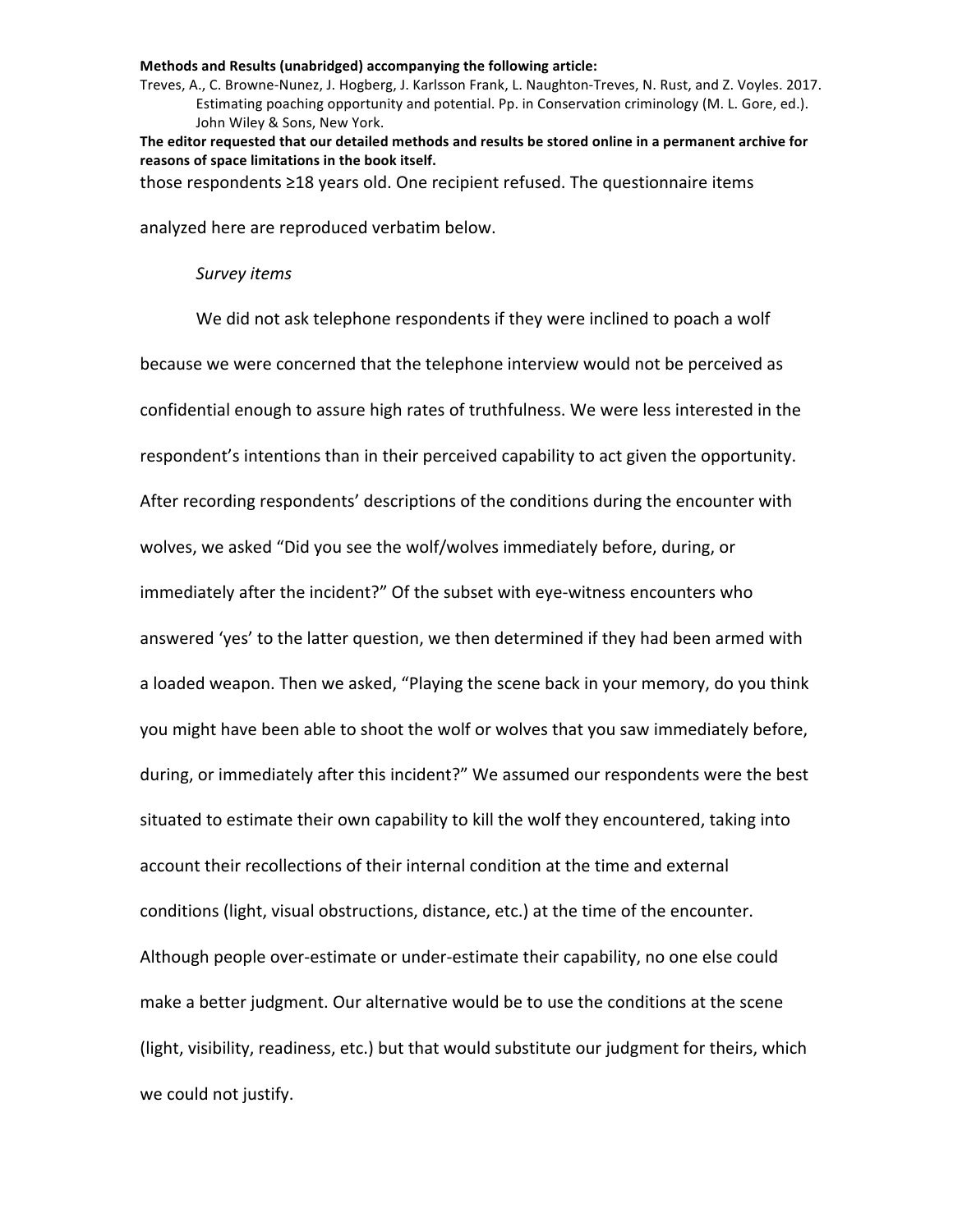those respondents ≥18 years old. One recipient refused. The questionnaire items analyzed here are reproduced verbatim below.

*Survey items*

We did not ask telephone respondents if they were inclined to poach a wolf because we were concerned that the telephone interview would not be perceived as confidential enough to assure high rates of truthfulness. We were less interested in the respondent's intentions than in their perceived capability to act given the opportunity. After recording respondents' descriptions of the conditions during the encounter with wolves, we asked "Did you see the wolf/wolves immediately before, during, or immediately after the incident?" Of the subset with eye-witness encounters who answered 'yes' to the latter question, we then determined if they had been armed with a loaded weapon. Then we asked, "Playing the scene back in your memory, do you think you might have been able to shoot the wolf or wolves that you saw immediately before, during, or immediately after this incident?" We assumed our respondents were the best situated to estimate their own capability to kill the wolf they encountered, taking into account their recollections of their internal condition at the time and external conditions (light, visual obstructions, distance, etc.) at the time of the encounter. Although people over-estimate or under-estimate their capability, no one else could make a better judgment. Our alternative would be to use the conditions at the scene (light, visibility, readiness, etc.) but that would substitute our judgment for theirs, which we could not justify.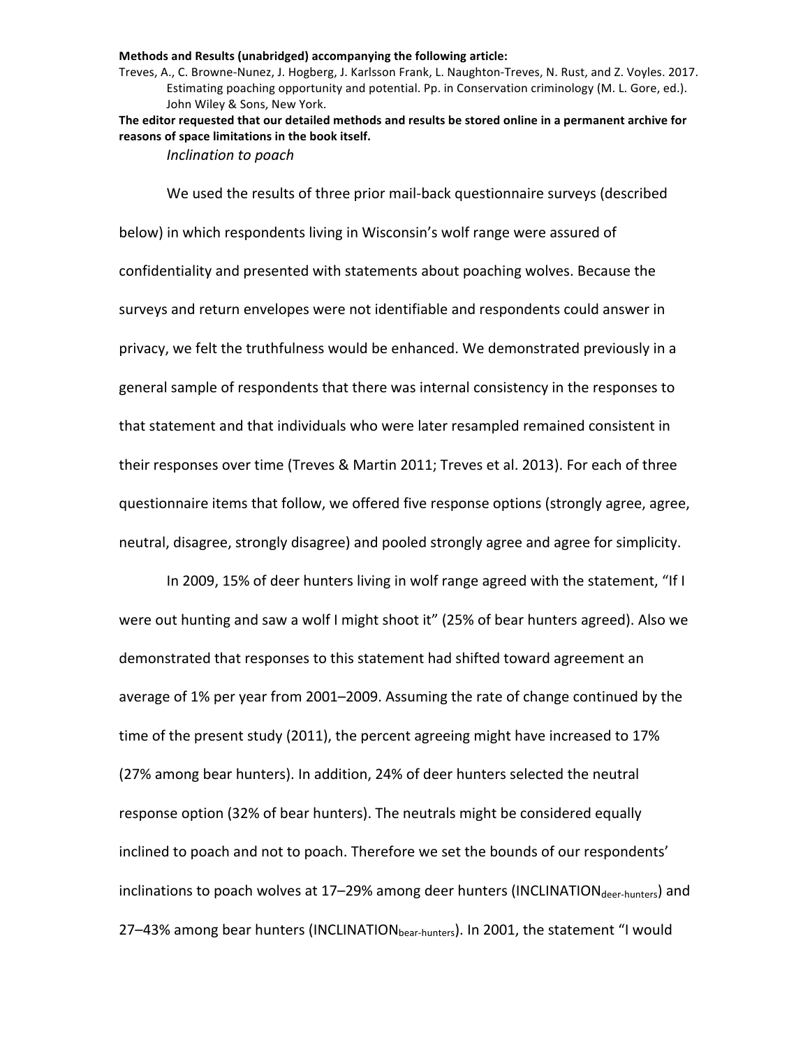**Methods and Results (unabridged) accompanying the following article:**

Treves, A., C. Browne-Nunez, J. Hogberg, J. Karlsson Frank, L. Naughton-Treves, N. Rust, and Z. Voyles. 2017. Estimating poaching opportunity and potential. Pp. in Conservation criminology (M. L. Gore, ed.). John Wiley & Sons, New York.

**The editor requested that our detailed methods and results be stored online in a permanent archive for reasons of space limitations in the book itself.**

*Inclination to poach*

We used the results of three prior mail-back questionnaire surveys (described below) in which respondents living in Wisconsin's wolf range were assured of confidentiality and presented with statements about poaching wolves. Because the surveys and return envelopes were not identifiable and respondents could answer in privacy, we felt the truthfulness would be enhanced. We demonstrated previously in a general sample of respondents that there was internal consistency in the responses to that statement and that individuals who were later resampled remained consistent in their responses over time (Treves & Martin 2011; Treves et al. 2013). For each of three questionnaire items that follow, we offered five response options (strongly agree, agree, neutral, disagree, strongly disagree) and pooled strongly agree and agree for simplicity.

In 2009, 15% of deer hunters living in wolf range agreed with the statement, "If I were out hunting and saw a wolf I might shoot it" (25% of bear hunters agreed). Also we demonstrated that responses to this statement had shifted toward agreement an average of 1% per year from 2001–2009. Assuming the rate of change continued by the time of the present study (2011), the percent agreeing might have increased to 17% (27% among bear hunters). In addition, 24% of deer hunters selected the neutral response option (32% of bear hunters). The neutrals might be considered equally inclined to poach and not to poach. Therefore we set the bounds of our respondents' inclinations to poach wolves at 17–29% among deer hunters ($\text{INCLINATION}_{\text{deer-hunters}}$) and 27–43% among bear hunters ($\text{INCLINATION}_{\text{bear-hunters}}$). In 2001, the statement "I would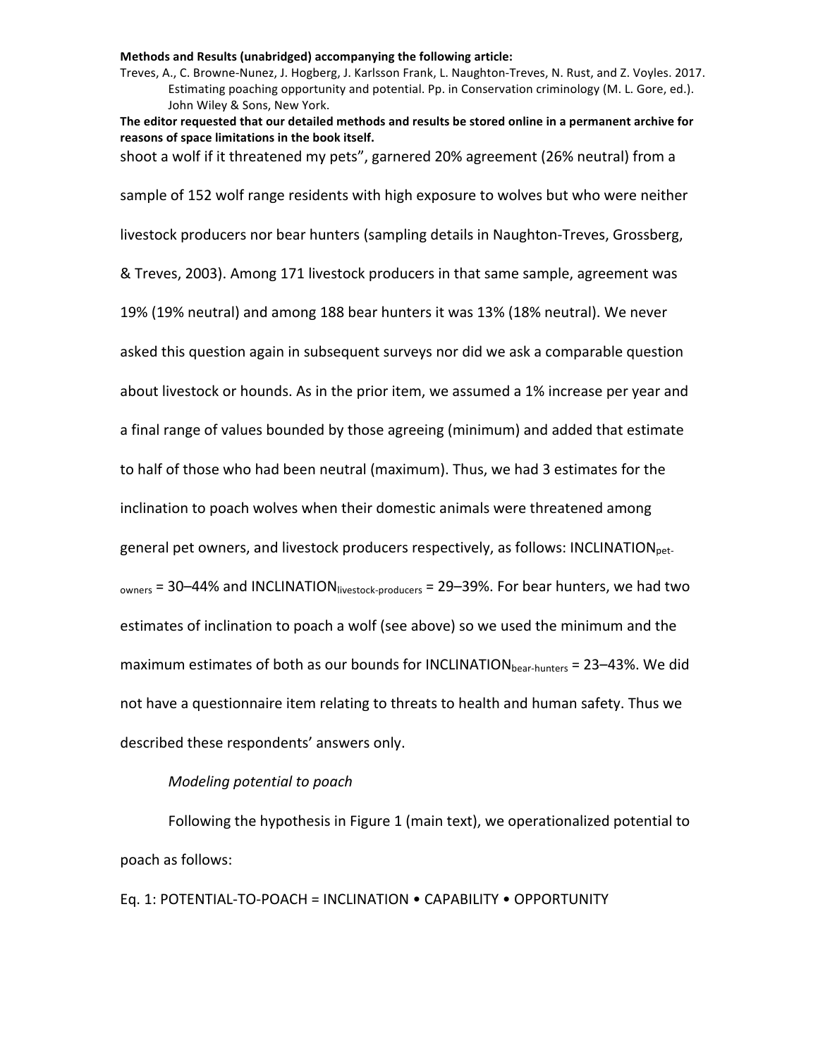shoot a wolf if it threatened my pets", garnered 20% agreement (26% neutral) from a sample of 152 wolf range residents with high exposure to wolves but who were neither livestock producers nor bear hunters (sampling details in Naughton-Treves, Grossberg, & Treves, 2003). Among 171 livestock producers in that same sample, agreement was 19% (19% neutral) and among 188 bear hunters it was 13% (18% neutral). We never asked this question again in subsequent surveys nor did we ask a comparable question about livestock or hounds. As in the prior item, we assumed a 1% increase per year and a final range of values bounded by those agreeing (minimum) and added that estimate to half of those who had been neutral (maximum). Thus, we had 3 estimates for the inclination to poach wolves when their domestic animals were threatened among general pet owners, and livestock producers respectively, as follows: $\text{INCLINATION}_{\text{pet-owners}}$ = 30–44% and $\text{INCLINATION}_{\text{livestock-producers}}$ = 29–39%. For bear hunters, we had two estimates of inclination to poach a wolf (see above) so we used the minimum and the maximum estimates of both as our bounds for $\text{INCLINATION}_{\text{bear-hunters}}$ = 23–43%. We did not have a questionnaire item relating to threats to health and human safety. Thus we described these respondents' answers only.

*Modeling potential to poach*

Following the hypothesis in Figure 1 (main text), we operationalized potential to poach as follows:

Eq. 1: $\text{POTENTIAL-TO-POACH} = \text{INCLINATION} \bullet \text{CAPABILITY} \bullet \text{OPPORTUNITY}$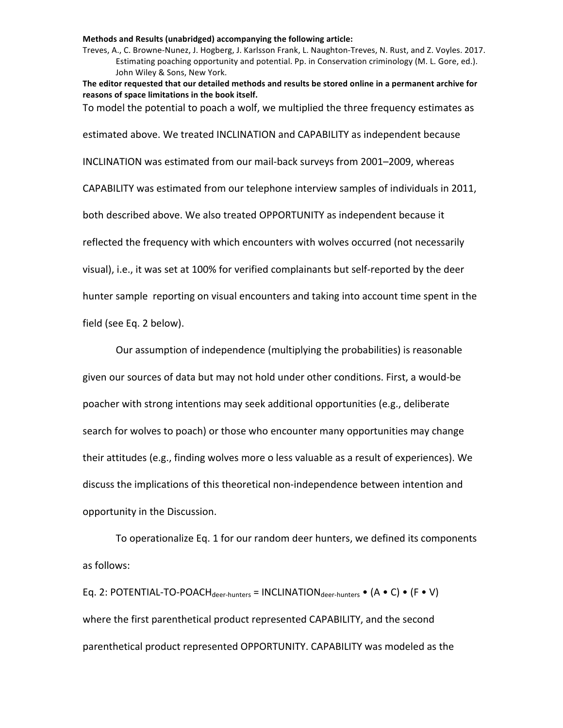To model the potential to poach a wolf, we multiplied the three frequency estimates as estimated above. We treated INCLINATION and CAPABILITY as independent because INCLINATION was estimated from our mail-back surveys from 2001–2009, whereas CAPABILITY was estimated from our telephone interview samples of individuals in 2011, both described above. We also treated OPPORTUNITY as independent because it reflected the frequency with which encounters with wolves occurred (not necessarily visual), i.e., it was set at 100% for verified complainants but self-reported by the deer hunter sample reporting on visual encounters and taking into account time spent in the field (see Eq. 2 below).

Our assumption of independence (multiplying the probabilities) is reasonable given our sources of data but may not hold under other conditions. First, a would-be poacher with strong intentions may seek additional opportunities (e.g., deliberate search for wolves to poach) or those who encounter many opportunities may change their attitudes (e.g., finding wolves more o less valuable as a result of experiences). We discuss the implications of this theoretical non-independence between intention and opportunity in the Discussion.

To operationalize Eq. 1 for our random deer hunters, we defined its components as follows:

Eq. 2: $\text{POTENTIAL-TO-POACH}_{\text{deer-hunters}} = \text{INCLINATION}_{\text{deer-hunters}} \bullet (A \bullet C) \bullet (F \bullet V)$

where the first parenthetical product represented CAPABILITY, and the second parenthetical product represented OPPORTUNITY. CAPABILITY was modeled as the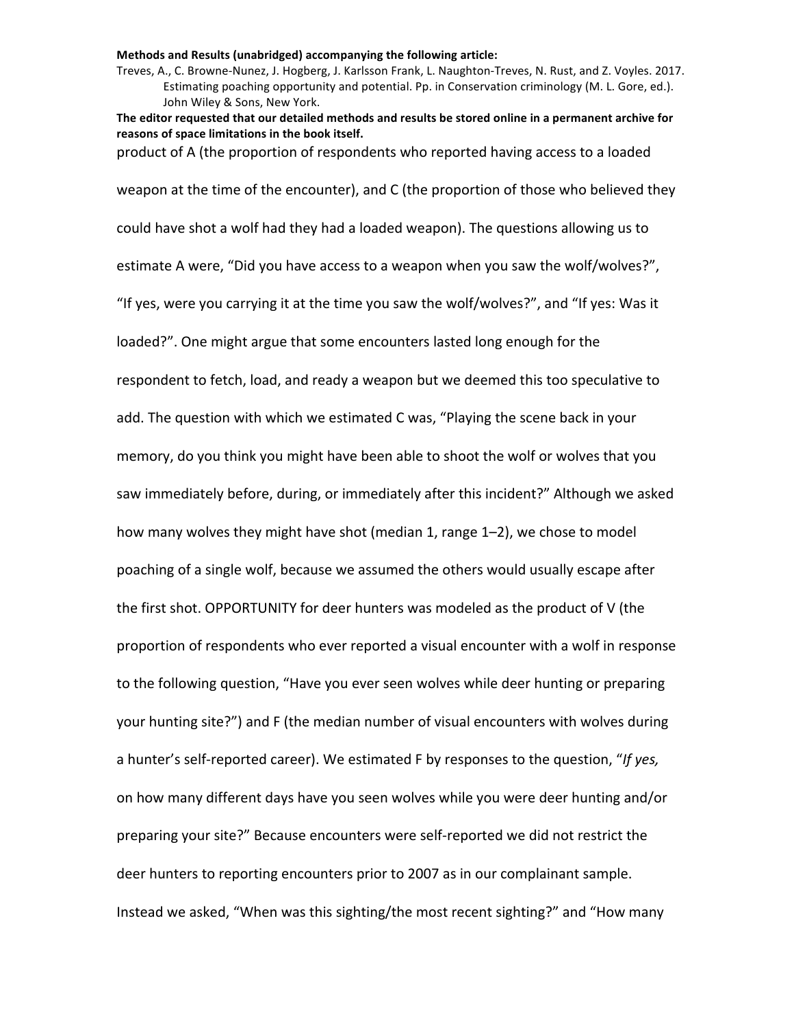product of A (the proportion of respondents who reported having access to a loaded weapon at the time of the encounter), and C (the proportion of those who believed they could have shot a wolf had they had a loaded weapon). The questions allowing us to estimate A were, “Did you have access to a weapon when you saw the wolf/wolves?”, “If yes, were you carrying it at the time you saw the wolf/wolves?”, and “If yes: Was it loaded?”. One might argue that some encounters lasted long enough for the respondent to fetch, load, and ready a weapon but we deemed this too speculative to add. The question with which we estimated C was, “Playing the scene back in your memory, do you think you might have been able to shoot the wolf or wolves that you saw immediately before, during, or immediately after this incident?” Although we asked how many wolves they might have shot (median 1, range 1–2), we chose to model poaching of a single wolf, because we assumed the others would usually escape after the first shot. OPPORTUNITY for deer hunters was modeled as the product of V (the proportion of respondents who ever reported a visual encounter with a wolf in response to the following question, “Have you ever seen wolves while deer hunting or preparing your hunting site?”) and F (the median number of visual encounters with wolves during a hunter’s self-reported career). We estimated F by responses to the question, “*If yes,* on how many different days have you seen wolves while you were deer hunting and/or preparing your site?” Because encounters were self-reported we did not restrict the deer hunters to reporting encounters prior to 2007 as in our complainant sample. Instead we asked, “When was this sighting/the most recent sighting?” and “How many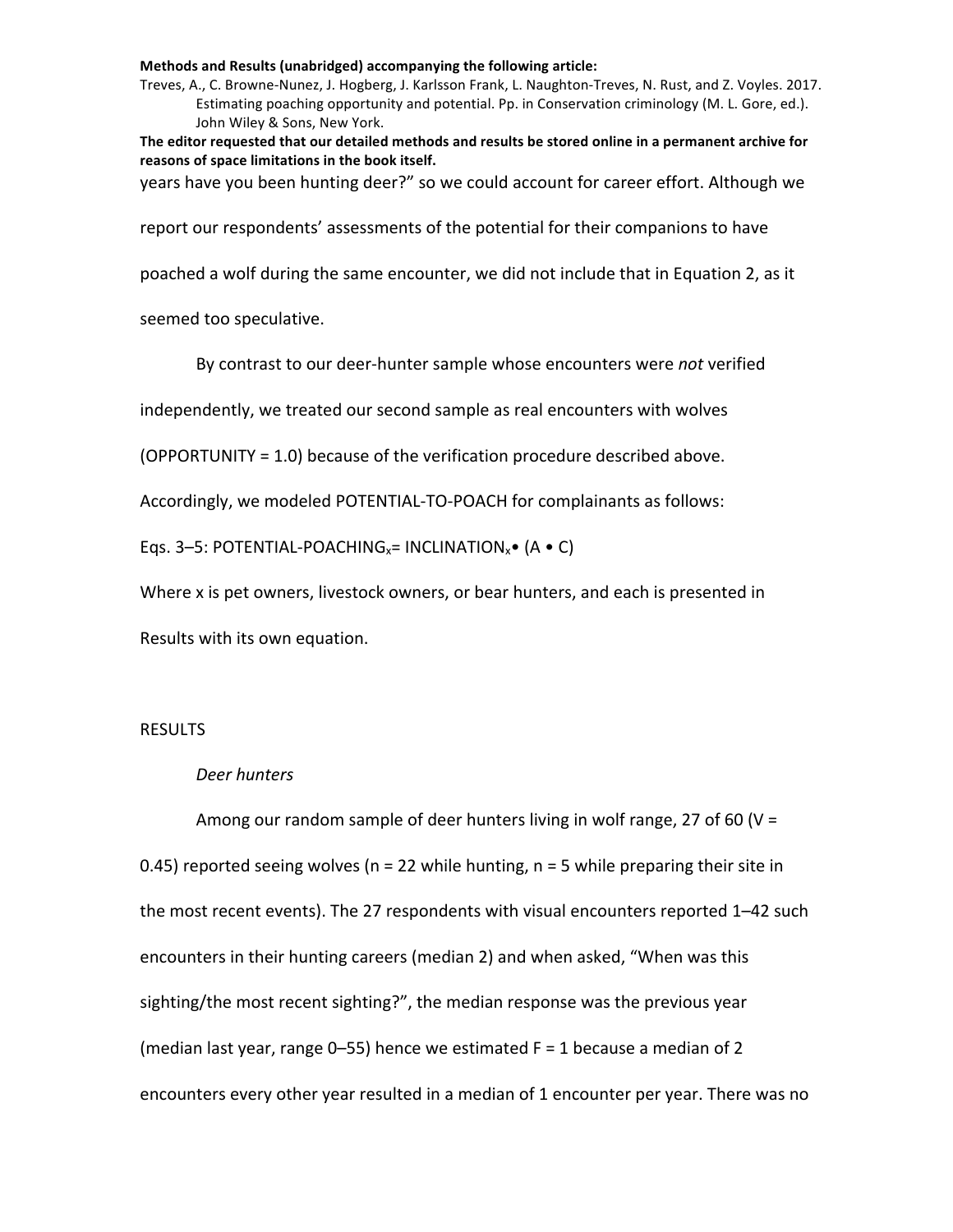years have you been hunting deer?" so we could account for career effort. Although we report our respondents' assessments of the potential for their companions to have poached a wolf during the same encounter, we did not include that in Equation 2, as it seemed too speculative.

By contrast to our deer-hunter sample whose encounters were *not* verified independently, we treated our second sample as real encounters with wolves (OPPORTUNITY = 1.0) because of the verification procedure described above. Accordingly, we modeled POTENTIAL-TO-POACH for complainants as follows:

Eqs. 3–5: $\text{POTENTIAL-POACHING}_x = \text{INCLINATION}_x \bullet (A \bullet C)$

Where x is pet owners, livestock owners, or bear hunters, and each is presented in Results with its own equation.

## RESULTS

### *Deer hunters*

Among our random sample of deer hunters living in wolf range, 27 of 60 (V = 0.45) reported seeing wolves (n = 22 while hunting, n = 5 while preparing their site in the most recent events). The 27 respondents with visual encounters reported 1–42 such encounters in their hunting careers (median 2) and when asked, "When was this sighting/the most recent sighting?", the median response was the previous year (median last year, range 0–55) hence we estimated F = 1 because a median of 2 encounters every other year resulted in a median of 1 encounter per year. There was no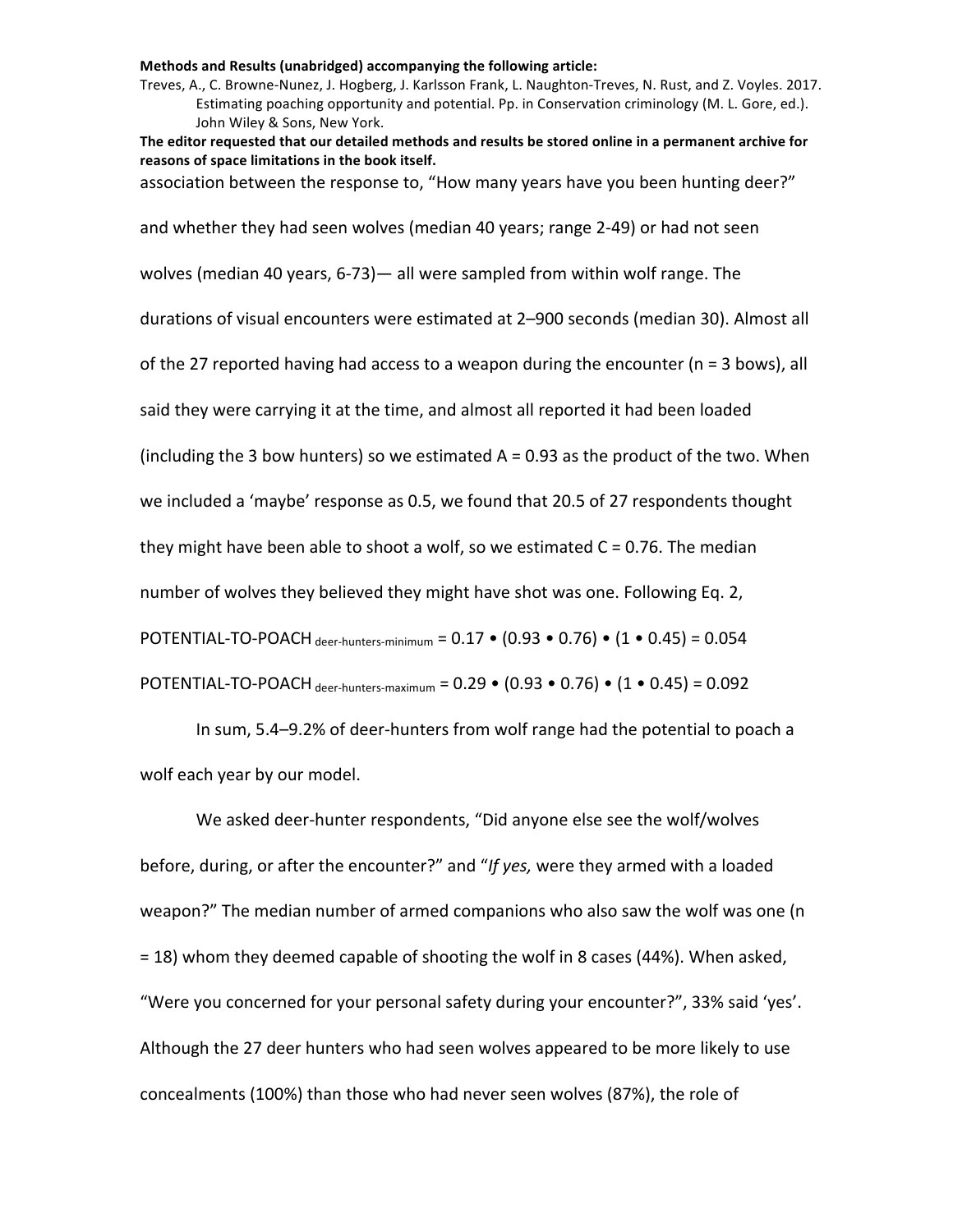association between the response to, "How many years have you been hunting deer?" and whether they had seen wolves (median 40 years; range 2-49) or had not seen wolves (median 40 years, 6-73)— all were sampled from within wolf range. The durations of visual encounters were estimated at 2–900 seconds (median 30). Almost all of the 27 reported having had access to a weapon during the encounter (n = 3 bows), all said they were carrying it at the time, and almost all reported it had been loaded (including the 3 bow hunters) so we estimated A = 0.93 as the product of the two. When we included a 'maybe' response as 0.5, we found that 20.5 of 27 respondents thought they might have been able to shoot a wolf, so we estimated C = 0.76. The median number of wolves they believed they might have shot was one. Following Eq. 2,

$$\text{POTENTIAL-TO-POACH}_{\text{deer-hunters-minimum}} = 0.17 \bullet (0.93 \bullet 0.76) \bullet (1 \bullet 0.45) = 0.054$$

$$\text{POTENTIAL-TO-POACH}_{\text{deer-hunters-maximum}} = 0.29 \bullet (0.93 \bullet 0.76) \bullet (1 \bullet 0.45) = 0.092$$

In sum, 5.4–9.2% of deer-hunters from wolf range had the potential to poach a wolf each year by our model.

We asked deer-hunter respondents, "Did anyone else see the wolf/wolves before, during, or after the encounter?" and "*If yes,* were they armed with a loaded weapon?" The median number of armed companions who also saw the wolf was one (n = 18) whom they deemed capable of shooting the wolf in 8 cases (44%). When asked, "Were you concerned for your personal safety during your encounter?", 33% said 'yes'. Although the 27 deer hunters who had seen wolves appeared to be more likely to use concealments (100%) than those who had never seen wolves (87%), the role of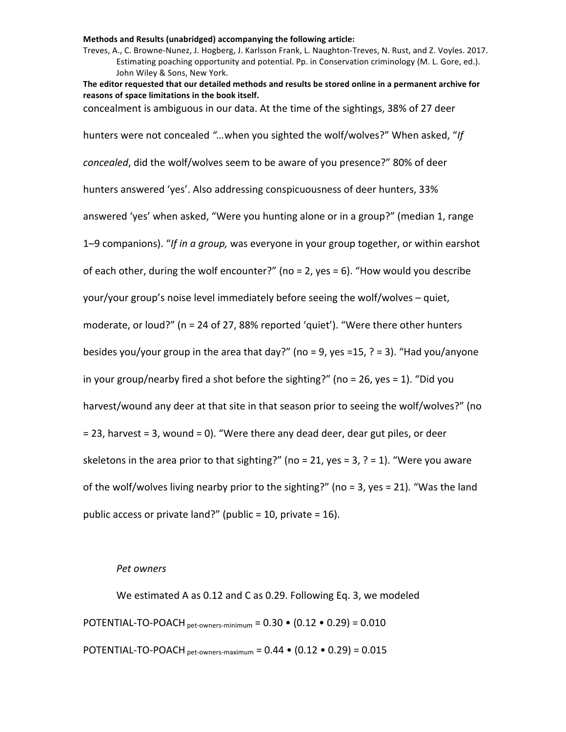concealment is ambiguous in our data. At the time of the sightings, 38% of 27 deer hunters were not concealed *"…*when you sighted the wolf/wolves?" When asked, "*If concealed*, did the wolf/wolves seem to be aware of you presence?" 80% of deer hunters answered 'yes'. Also addressing conspicuousness of deer hunters, 33% answered 'yes' when asked, "Were you hunting alone or in a group?" (median 1, range 1–9 companions). "*If in a group,* was everyone in your group together, or within earshot of each other, during the wolf encounter?" (no = 2, yes = 6). "How would you describe your/your group's noise level immediately before seeing the wolf/wolves – quiet, moderate, or loud?" (n = 24 of 27, 88% reported 'quiet'). "Were there other hunters besides you/your group in the area that day?" (no = 9, yes =15, ? = 3). "Had you/anyone in your group/nearby fired a shot before the sighting?" (no = 26, yes = 1). "Did you harvest/wound any deer at that site in that season prior to seeing the wolf/wolves?" (no = 23, harvest = 3, wound = 0). "Were there any dead deer, dear gut piles, or deer skeletons in the area prior to that sighting?" (no = 21, yes = 3, ? = 1). "Were you aware of the wolf/wolves living nearby prior to the sighting?" (no = 3, yes = 21). "Was the land public access or private land?" (public = 10, private = 16).

*Pet owners*

We estimated A as 0.12 and C as 0.29. Following Eq. 3, we modeled

$\text{POTENTIAL-TO-POACH}_{\text{pet-owners-minimum}} = 0.30 \bullet (0.12 \bullet 0.29) = 0.010$

$\text{POTENTIAL-TO-POACH}_{\text{pet-owners-maximum}} = 0.44 \bullet (0.12 \bullet 0.29) = 0.015$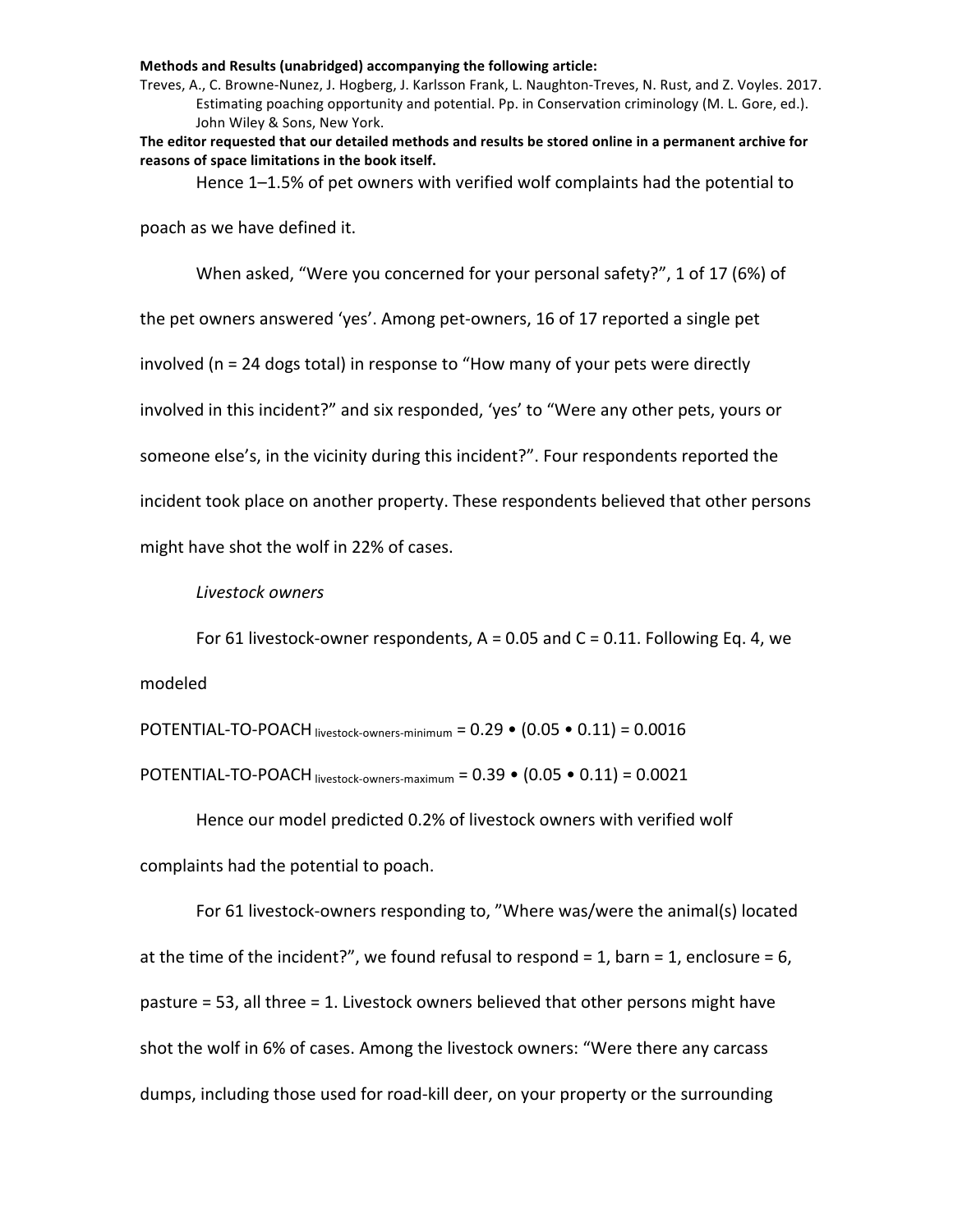Hence 1–1.5% of pet owners with verified wolf complaints had the potential to poach as we have defined it.

When asked, “Were you concerned for your personal safety?”, 1 of 17 (6%) of the pet owners answered ‘yes’. Among pet-owners, 16 of 17 reported a single pet involved (n = 24 dogs total) in response to “How many of your pets were directly involved in this incident?” and six responded, ‘yes’ to “Were any other pets, yours or someone else’s, in the vicinity during this incident?”. Four respondents reported the incident took place on another property. These respondents believed that other persons might have shot the wolf in 22% of cases.

*Livestock owners*

For 61 livestock-owner respondents, A = 0.05 and C = 0.11. Following Eq. 4, we modeled

$$\text{POTENTIAL-TO-POACH}_{\text{livestock-owners-minimum}} = 0.29 \bullet (0.05 \bullet 0.11) = 0.0016$$

$$\text{POTENTIAL-TO-POACH}_{\text{livestock-owners-maximum}} = 0.39 \bullet (0.05 \bullet 0.11) = 0.0021$$

Hence our model predicted 0.2% of livestock owners with verified wolf complaints had the potential to poach.

For 61 livestock-owners responding to, ”Where was/were the animal(s) located at the time of the incident?”, we found refusal to respond = 1, barn = 1, enclosure = 6, pasture = 53, all three = 1. Livestock owners believed that other persons might have shot the wolf in 6% of cases. Among the livestock owners: “Were there any carcass dumps, including those used for road-kill deer, on your property or the surrounding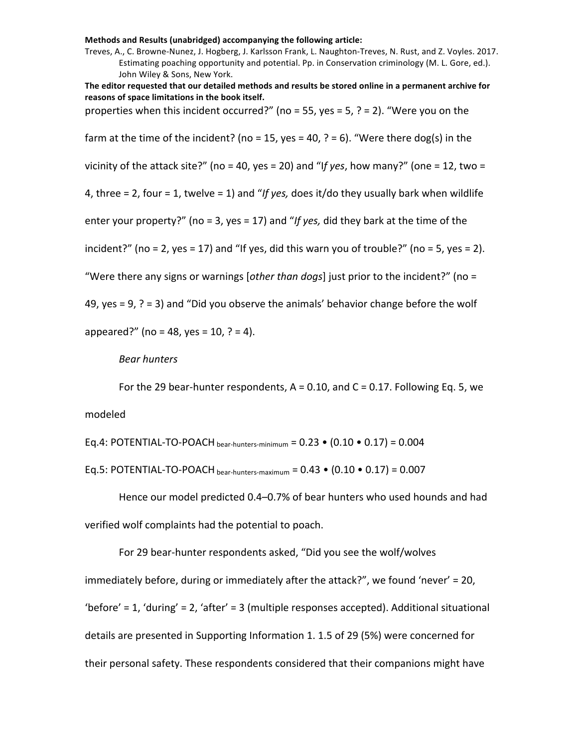properties when this incident occurred?" (no = 55, yes = 5, ? = 2). "Were you on the farm at the time of the incident? (no = 15, yes = 40, ? = 6). "Were there dog(s) in the vicinity of the attack site?" (no = 40, yes = 20) and "I*f yes*, how many?" (one = 12, two = 4, three = 2, four = 1, twelve = 1) and "*If yes,* does it/do they usually bark when wildlife enter your property?" (no = 3, yes = 17) and "*If yes,* did they bark at the time of the incident?" (no = 2, yes = 17) and "If yes, did this warn you of trouble?" (no = 5, yes = 2). "Were there any signs or warnings [*other than dogs*] just prior to the incident?" (no = 49, yes = 9, ? = 3) and "Did you observe the animals' behavior change before the wolf appeared?" (no = 48, yes = 10, ? = 4).

*Bear hunters*

For the 29 bear-hunter respondents, A = 0.10, and C = 0.17. Following Eq. 5, we modeled

Eq.4: $\text{POTENTIAL-TO-POACH}_{\text{bear-hunters-minimum}} = 0.23 \bullet (0.10 \bullet 0.17) = 0.004$

Eq.5: $\text{POTENTIAL-TO-POACH}_{\text{bear-hunters-maximum}} = 0.43 \bullet (0.10 \bullet 0.17) = 0.007$

Hence our model predicted 0.4–0.7% of bear hunters who used hounds and had verified wolf complaints had the potential to poach.

For 29 bear-hunter respondents asked, "Did you see the wolf/wolves immediately before, during or immediately after the attack?", we found 'never' = 20, 'before' = 1, 'during' = 2, 'after' = 3 (multiple responses accepted). Additional situational details are presented in Supporting Information 1. 1.5 of 29 (5%) were concerned for their personal safety. These respondents considered that their companions might have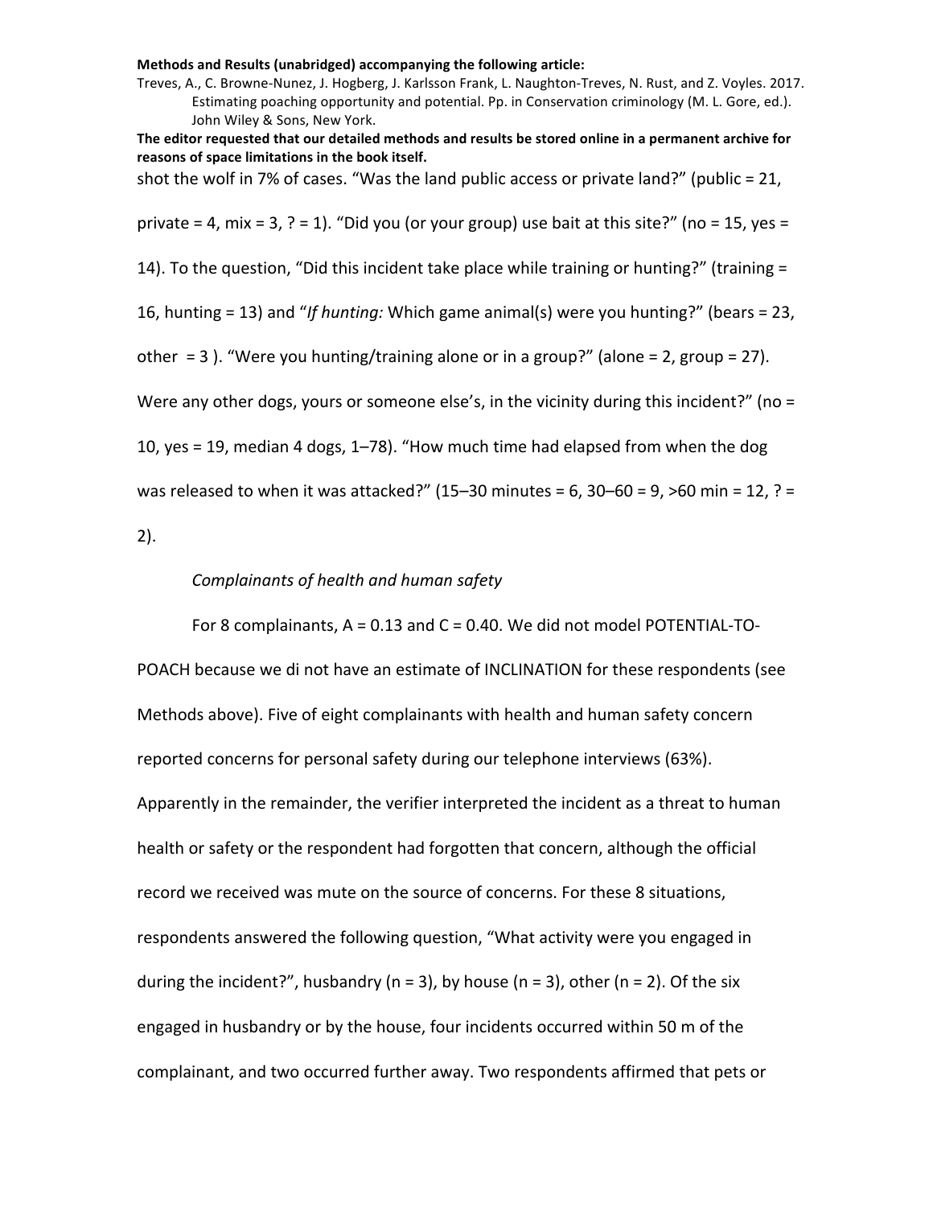shot the wolf in 7% of cases. “Was the land public access or private land?” (public = 21, private = 4, mix = 3, ? = 1). “Did you (or your group) use bait at this site?” (no = 15, yes = 14). To the question, “Did this incident take place while training or hunting?” (training = 16, hunting = 13) and “*If hunting:* Which game animal(s) were you hunting?” (bears = 23, other = 3 ). “Were you hunting/training alone or in a group?” (alone = 2, group = 27). Were any other dogs, yours or someone else’s, in the vicinity during this incident?” (no = 10, yes = 19, median 4 dogs, 1–78). “How much time had elapsed from when the dog was released to when it was attacked?” (15–30 minutes = 6, 30–60 = 9, >60 min = 12, ? = 2).

*Complainants of health and human safety*

For 8 complainants, A = 0.13 and C = 0.40. We did not model POTENTIAL-TO-POACH because we di not have an estimate of INCLINATION for these respondents (see Methods above). Five of eight complainants with health and human safety concern reported concerns for personal safety during our telephone interviews (63%). Apparently in the remainder, the verifier interpreted the incident as a threat to human health or safety or the respondent had forgotten that concern, although the official record we received was mute on the source of concerns. For these 8 situations, respondents answered the following question, “What activity were you engaged in during the incident?”, husbandry (n = 3), by house (n = 3), other (n = 2). Of the six engaged in husbandry or by the house, four incidents occurred within 50 m of the complainant, and two occurred further away. Two respondents affirmed that pets or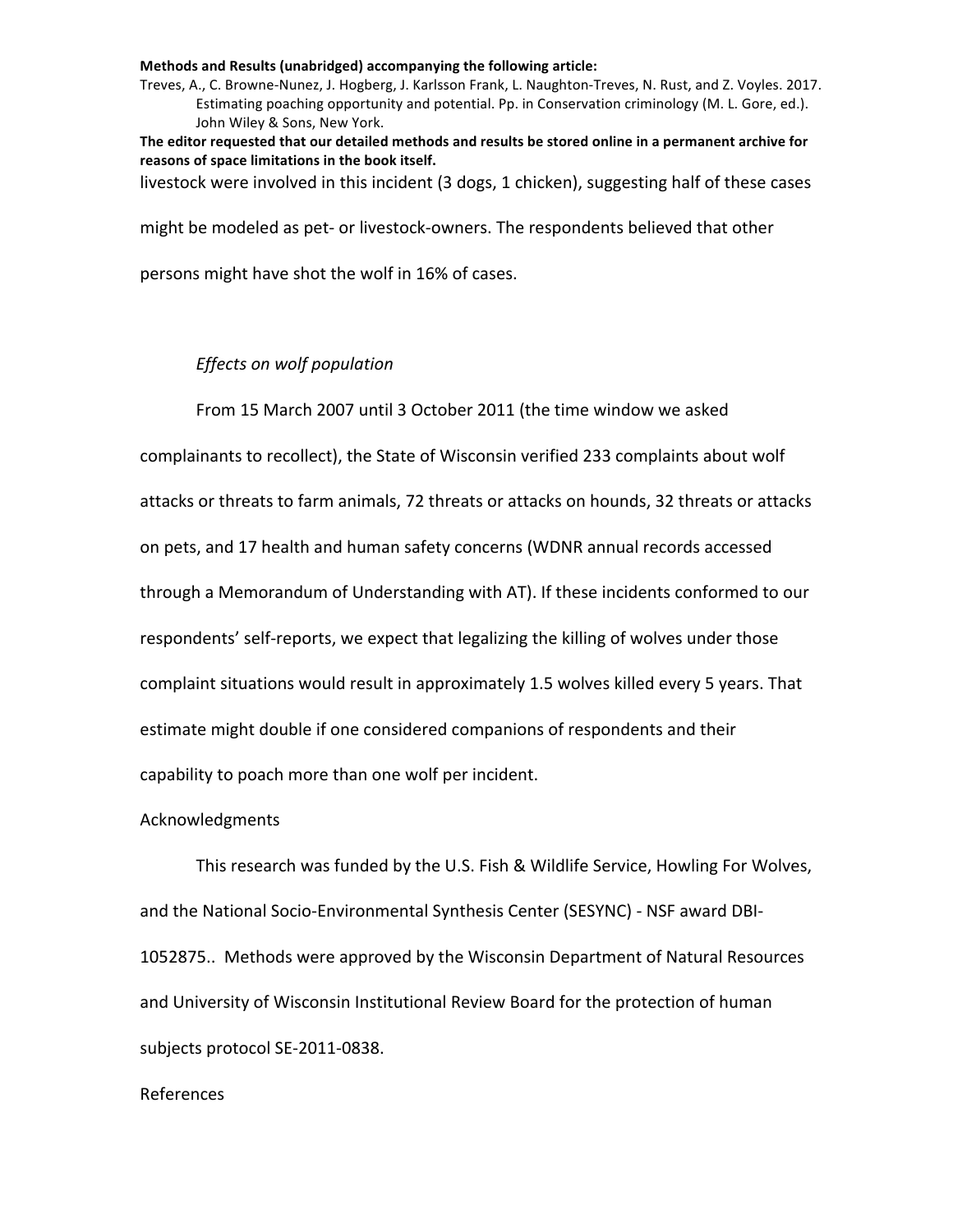livestock were involved in this incident (3 dogs, 1 chicken), suggesting half of these cases might be modeled as pet- or livestock-owners. The respondents believed that other persons might have shot the wolf in 16% of cases.

*Effects on wolf population*

From 15 March 2007 until 3 October 2011 (the time window we asked complainants to recollect), the State of Wisconsin verified 233 complaints about wolf attacks or threats to farm animals, 72 threats or attacks on hounds, 32 threats or attacks on pets, and 17 health and human safety concerns (WDNR annual records accessed through a Memorandum of Understanding with AT). If these incidents conformed to our respondents' self-reports, we expect that legalizing the killing of wolves under those complaint situations would result in approximately 1.5 wolves killed every 5 years. That estimate might double if one considered companions of respondents and their capability to poach more than one wolf per incident.

Acknowledgments

This research was funded by the U.S. Fish & Wildlife Service, Howling For Wolves, and the National Socio-Environmental Synthesis Center (SESYNC) - NSF award DBI-1052875.. Methods were approved by the Wisconsin Department of Natural Resources and University of Wisconsin Institutional Review Board for the protection of human subjects protocol SE-2011-0838.

References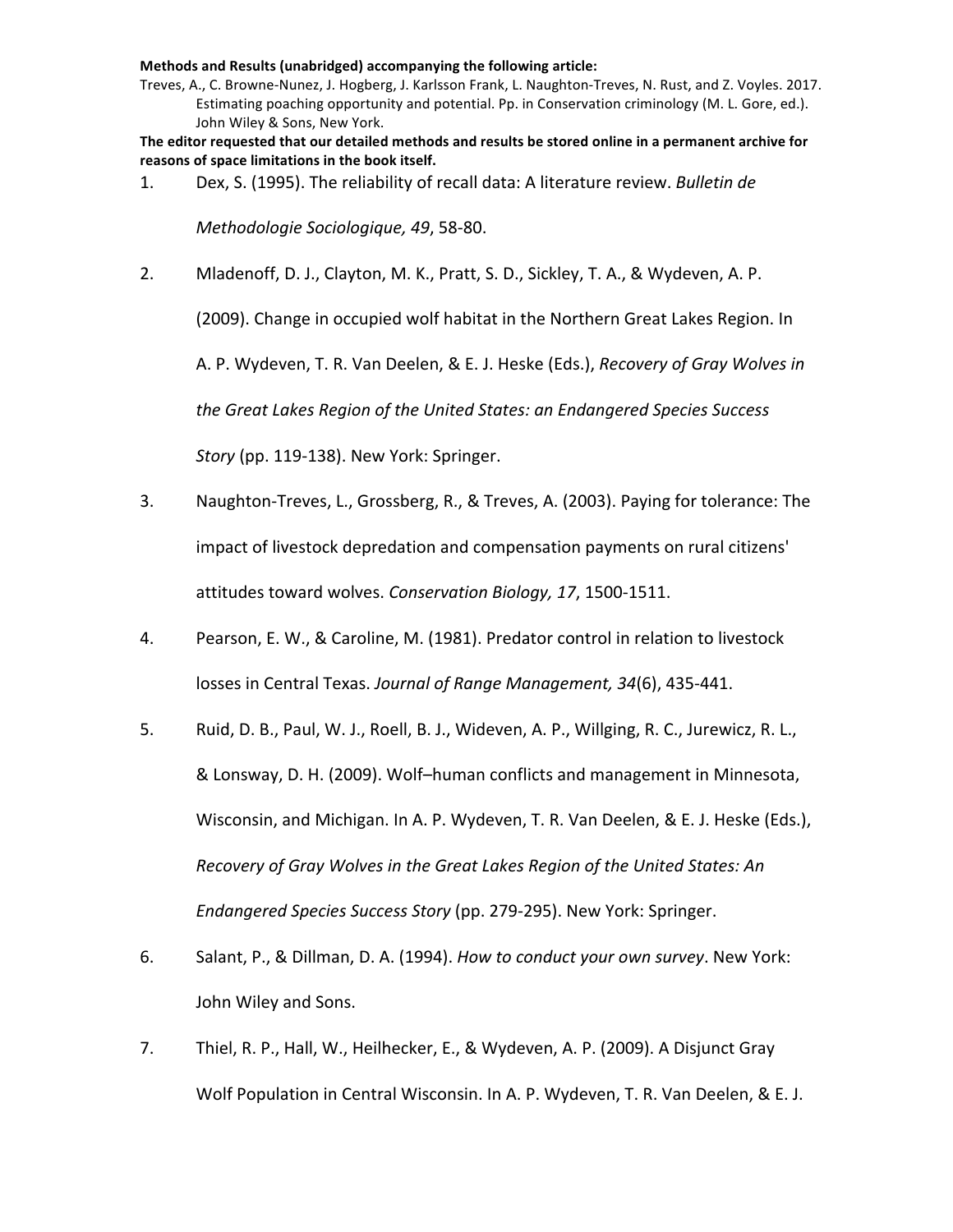**Methods and Results (unabridged) accompanying the following article:**

Treves, A., C. Browne-Nunez, J. Hogberg, J. Karlsson Frank, L. Naughton-Treves, N. Rust, and Z. Voyles. 2017. Estimating poaching opportunity and potential. Pp. in Conservation criminology (M. L. Gore, ed.). John Wiley & Sons, New York.

**The editor requested that our detailed methods and results be stored online in a permanent archive for reasons of space limitations in the book itself.**

1. Dex, S. (1995). The reliability of recall data: A literature review. *Bulletin de Methodologie Sociologique, 49*, 58-80.
2. Mladenoff, D. J., Clayton, M. K., Pratt, S. D., Sickley, T. A., & Wydeven, A. P. (2009). Change in occupied wolf habitat in the Northern Great Lakes Region. In A. P. Wydeven, T. R. Van Deelen, & E. J. Heske (Eds.), *Recovery of Gray Wolves in the Great Lakes Region of the United States: an Endangered Species Success Story* (pp. 119-138). New York: Springer.
3. Naughton-Treves, L., Grossberg, R., & Treves, A. (2003). Paying for tolerance: The impact of livestock depredation and compensation payments on rural citizens' attitudes toward wolves. *Conservation Biology, 17*, 1500-1511.
4. Pearson, E. W., & Caroline, M. (1981). Predator control in relation to livestock losses in Central Texas. *Journal of Range Management, 34*(6), 435-441.
5. Ruid, D. B., Paul, W. J., Roell, B. J., Wideven, A. P., Willging, R. C., Jurewicz, R. L., & Lonsway, D. H. (2009). Wolf–human conflicts and management in Minnesota, Wisconsin, and Michigan. In A. P. Wydeven, T. R. Van Deelen, & E. J. Heske (Eds.), *Recovery of Gray Wolves in the Great Lakes Region of the United States: An Endangered Species Success Story* (pp. 279-295). New York: Springer.
6. Salant, P., & Dillman, D. A. (1994). *How to conduct your own survey*. New York: John Wiley and Sons.
7. Thiel, R. P., Hall, W., Heilhecker, E., & Wydeven, A. P. (2009). A Disjunct Gray Wolf Population in Central Wisconsin. In A. P. Wydeven, T. R. Van Deelen, & E. J.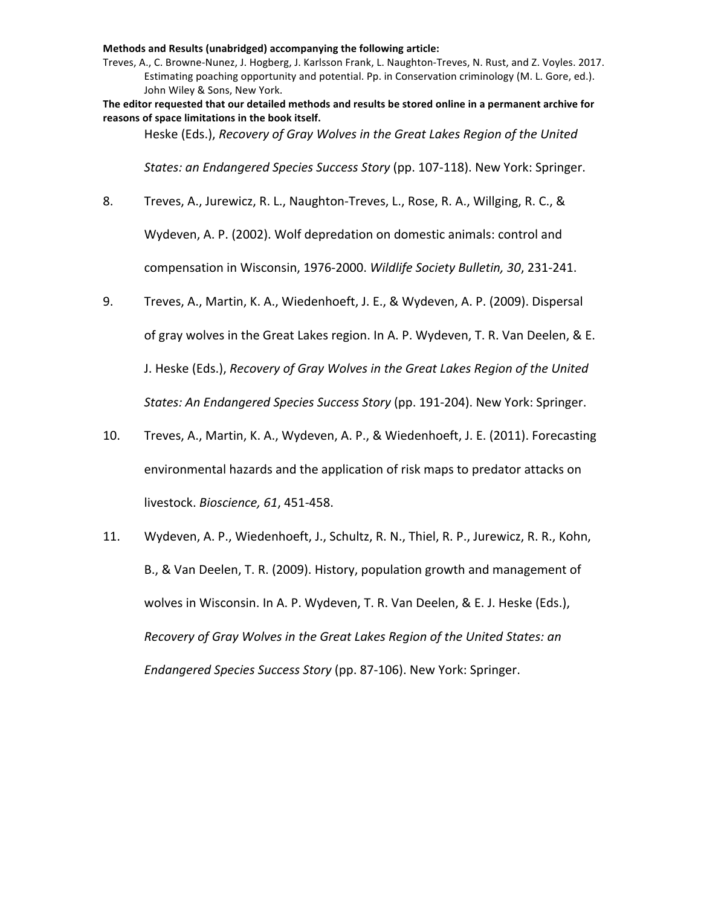Heske (Eds.), *Recovery of Gray Wolves in the Great Lakes Region of the United States: an Endangered Species Success Story* (pp. 107-118). New York: Springer.

8. Treves, A., Jurewicz, R. L., Naughton-Treves, L., Rose, R. A., Willging, R. C., & Wydeven, A. P. (2002). Wolf depredation on domestic animals: control and compensation in Wisconsin, 1976-2000. *Wildlife Society Bulletin, 30*, 231-241.

9. Treves, A., Martin, K. A., Wiedenhoeft, J. E., & Wydeven, A. P. (2009). Dispersal of gray wolves in the Great Lakes region. In A. P. Wydeven, T. R. Van Deelen, & E. J. Heske (Eds.), *Recovery of Gray Wolves in the Great Lakes Region of the United States: An Endangered Species Success Story* (pp. 191-204). New York: Springer.

10. Treves, A., Martin, K. A., Wydeven, A. P., & Wiedenhoeft, J. E. (2011). Forecasting environmental hazards and the application of risk maps to predator attacks on livestock. *Bioscience, 61*, 451-458.

11. Wydeven, A. P., Wiedenhoeft, J., Schultz, R. N., Thiel, R. P., Jurewicz, R. R., Kohn, B., & Van Deelen, T. R. (2009). History, population growth and management of wolves in Wisconsin. In A. P. Wydeven, T. R. Van Deelen, & E. J. Heske (Eds.), *Recovery of Gray Wolves in the Great Lakes Region of the United States: an Endangered Species Success Story* (pp. 87-106). New York: Springer.